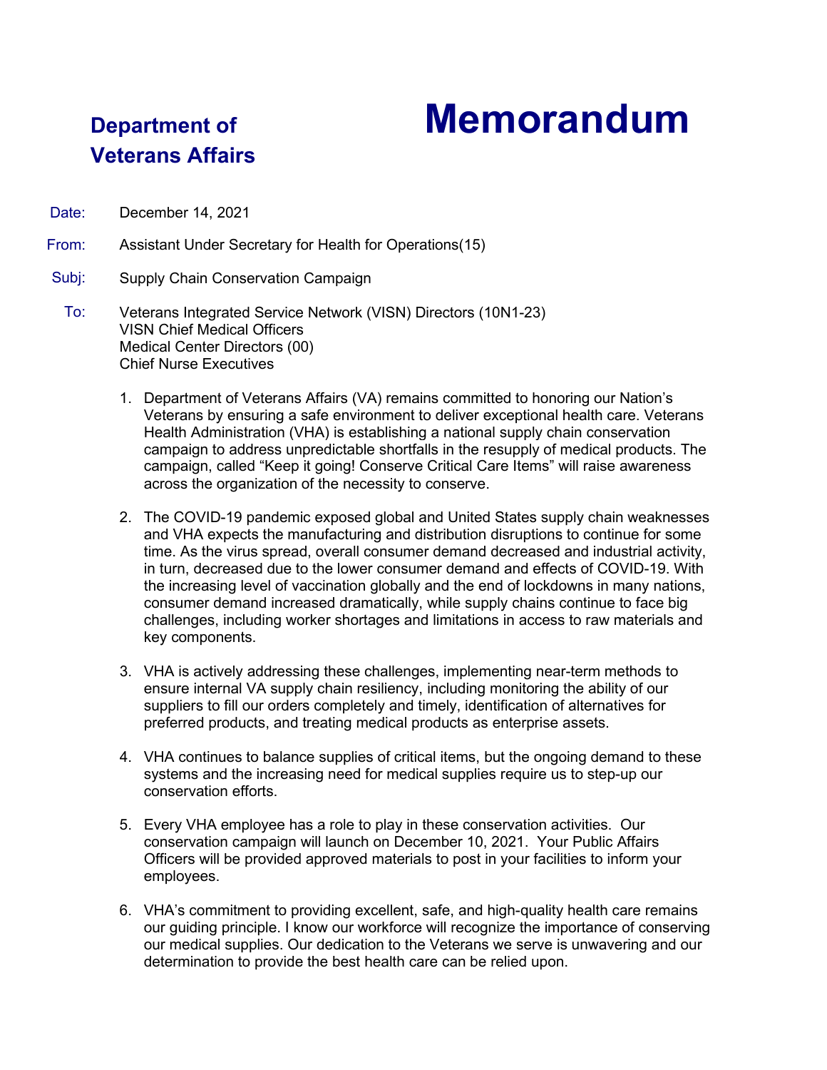**Department of Veterans Affairs**

# Memorandum

Date: December 14, 2021

From: Assistant Under Secretary for Health for Operations(15)

Subj: Supply Chain Conservation Campaign

To: Veterans Integrated Service Network (VISN) Directors (10N1-23)
VISN Chief Medical Officers
Medical Center Directors (00)
Chief Nurse Executives

1. Department of Veterans Affairs (VA) remains committed to honoring our Nation's Veterans by ensuring a safe environment to deliver exceptional health care. Veterans Health Administration (VHA) is establishing a national supply chain conservation campaign to address unpredictable shortfalls in the resupply of medical products. The campaign, called "Keep it going! Conserve Critical Care Items" will raise awareness across the organization of the necessity to conserve.

2. The COVID-19 pandemic exposed global and United States supply chain weaknesses and VHA expects the manufacturing and distribution disruptions to continue for some time. As the virus spread, overall consumer demand decreased and industrial activity, in turn, decreased due to the lower consumer demand and effects of COVID-19. With the increasing level of vaccination globally and the end of lockdowns in many nations, consumer demand increased dramatically, while supply chains continue to face big challenges, including worker shortages and limitations in access to raw materials and key components.

3. VHA is actively addressing these challenges, implementing near-term methods to ensure internal VA supply chain resiliency, including monitoring the ability of our suppliers to fill our orders completely and timely, identification of alternatives for preferred products, and treating medical products as enterprise assets.

4. VHA continues to balance supplies of critical items, but the ongoing demand to these systems and the increasing need for medical supplies require us to step-up our conservation efforts.

5. Every VHA employee has a role to play in these conservation activities. Our conservation campaign will launch on December 10, 2021. Your Public Affairs Officers will be provided approved materials to post in your facilities to inform your employees.

6. VHA's commitment to providing excellent, safe, and high-quality health care remains our guiding principle. I know our workforce will recognize the importance of conserving our medical supplies. Our dedication to the Veterans we serve is unwavering and our determination to provide the best health care can be relied upon.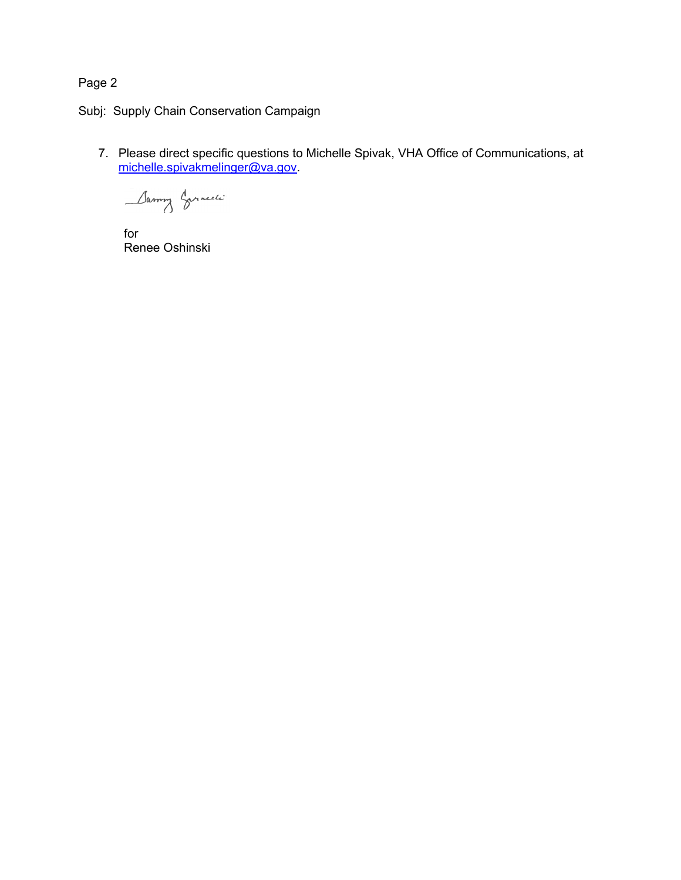Subj: Supply Chain Conservation Campaign

7. Please direct specific questions to Michelle Spivak, VHA Office of Communications, at michelle.spivakmelinger@va.gov.

for
Renee Oshinski